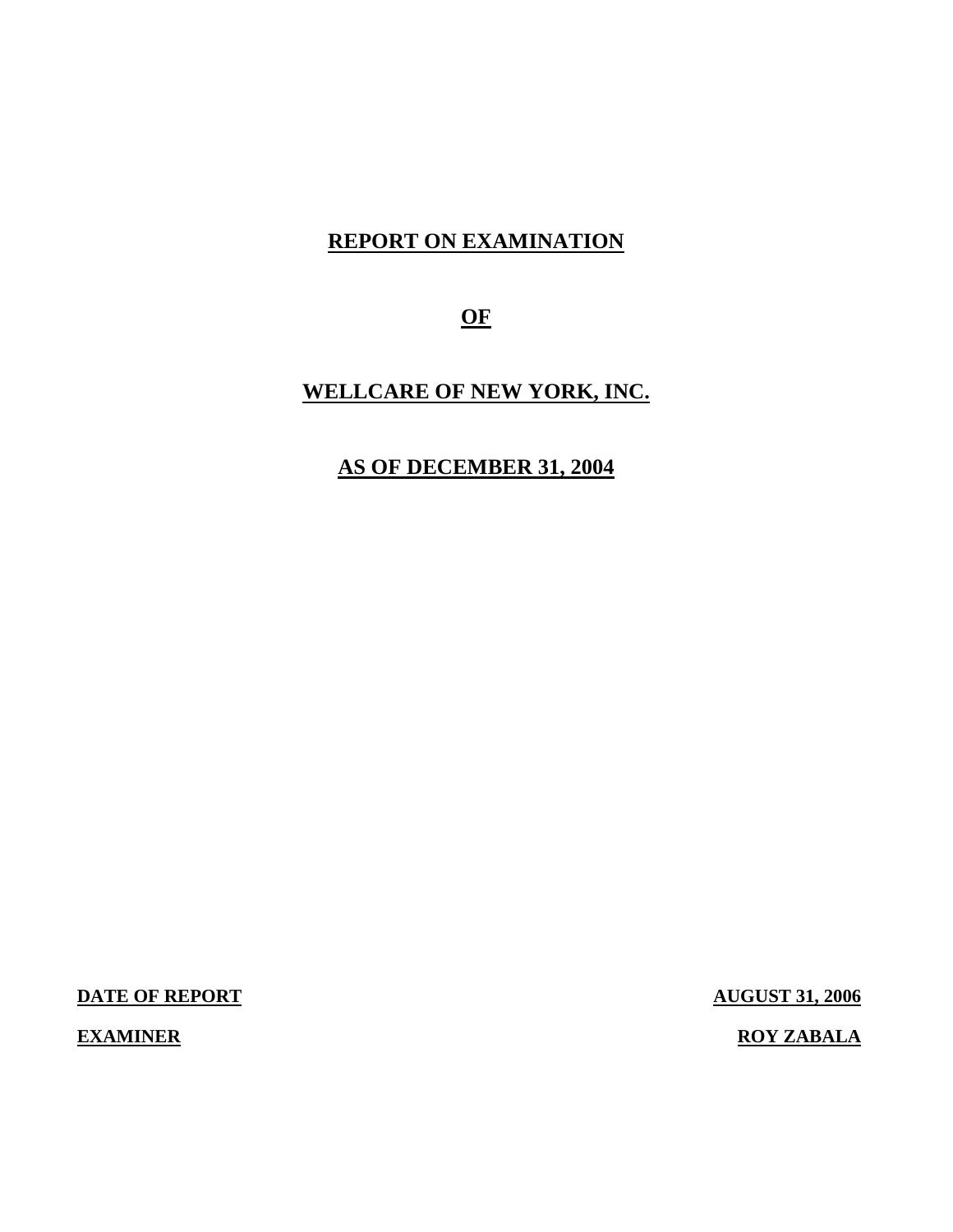# REPORT ON EXAMINATION

# OF

# WELLCARE OF NEW YORK, INC.

# AS OF DECEMBER 31, 2004

**DATE OF REPORT** **AUGUST 31, 2006**

**EXAMINER** **ROY ZABALA**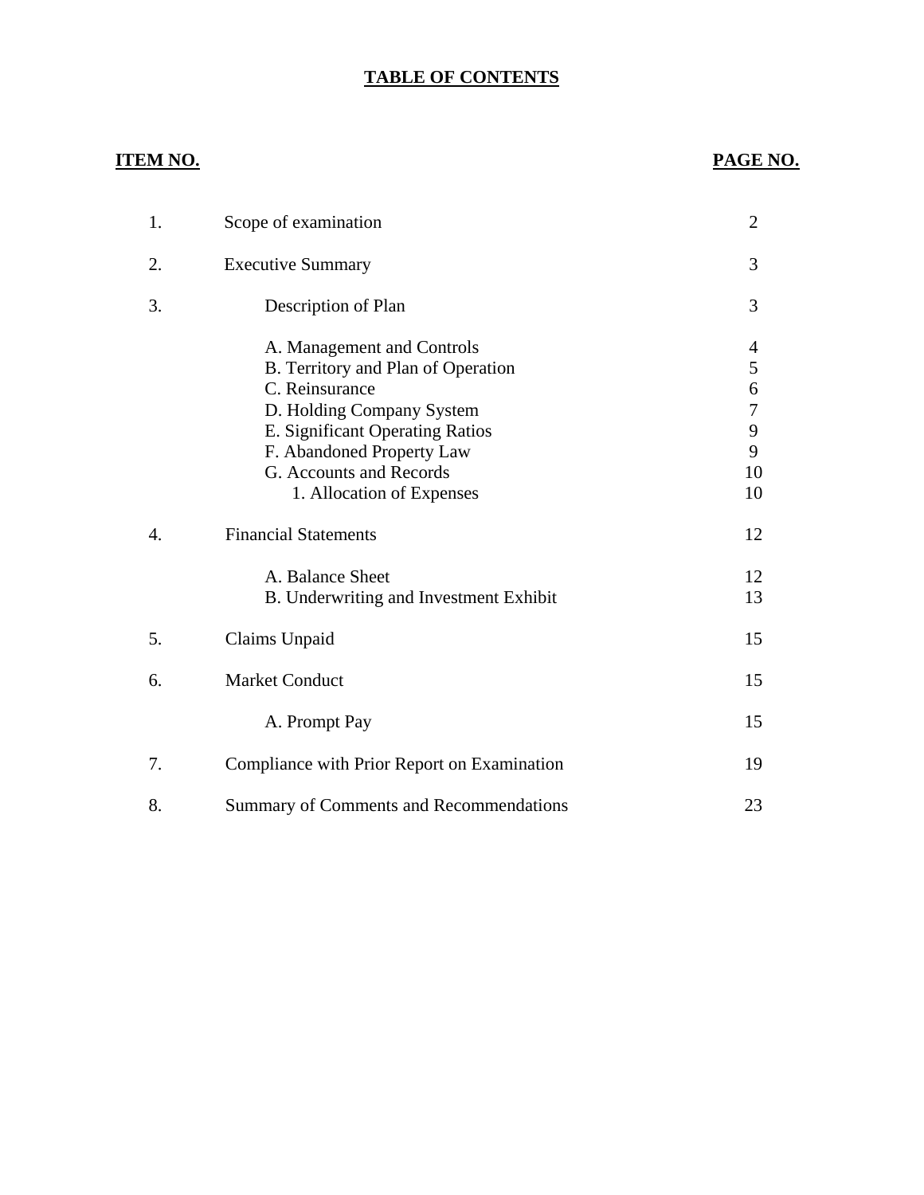# TABLE OF CONTENTS

| ITEM NO. | | PAGE NO. |
|---|---|---|
| 1. | Scope of examination | 2 |
| 2. | Executive Summary | 3 |
| 3. | Description of Plan | 3 |
| | A. Management and Controls | 4 |
| | B. Territory and Plan of Operation | 5 |
| | C. Reinsurance | 6 |
| | D. Holding Company System | 7 |
| | E. Significant Operating Ratios | 9 |
| | F. Abandoned Property Law | 9 |
| | G. Accounts and Records | 10 |
| | 1. Allocation of Expenses | 10 |
| 4. | Financial Statements | 12 |
| | A. Balance Sheet | 12 |
| | B. Underwriting and Investment Exhibit | 13 |
| 5. | Claims Unpaid | 15 |
| 6. | Market Conduct | 15 |
| | A. Prompt Pay | 15 |
| 7. | Compliance with Prior Report on Examination | 19 |
| 8. | Summary of Comments and Recommendations | 23 |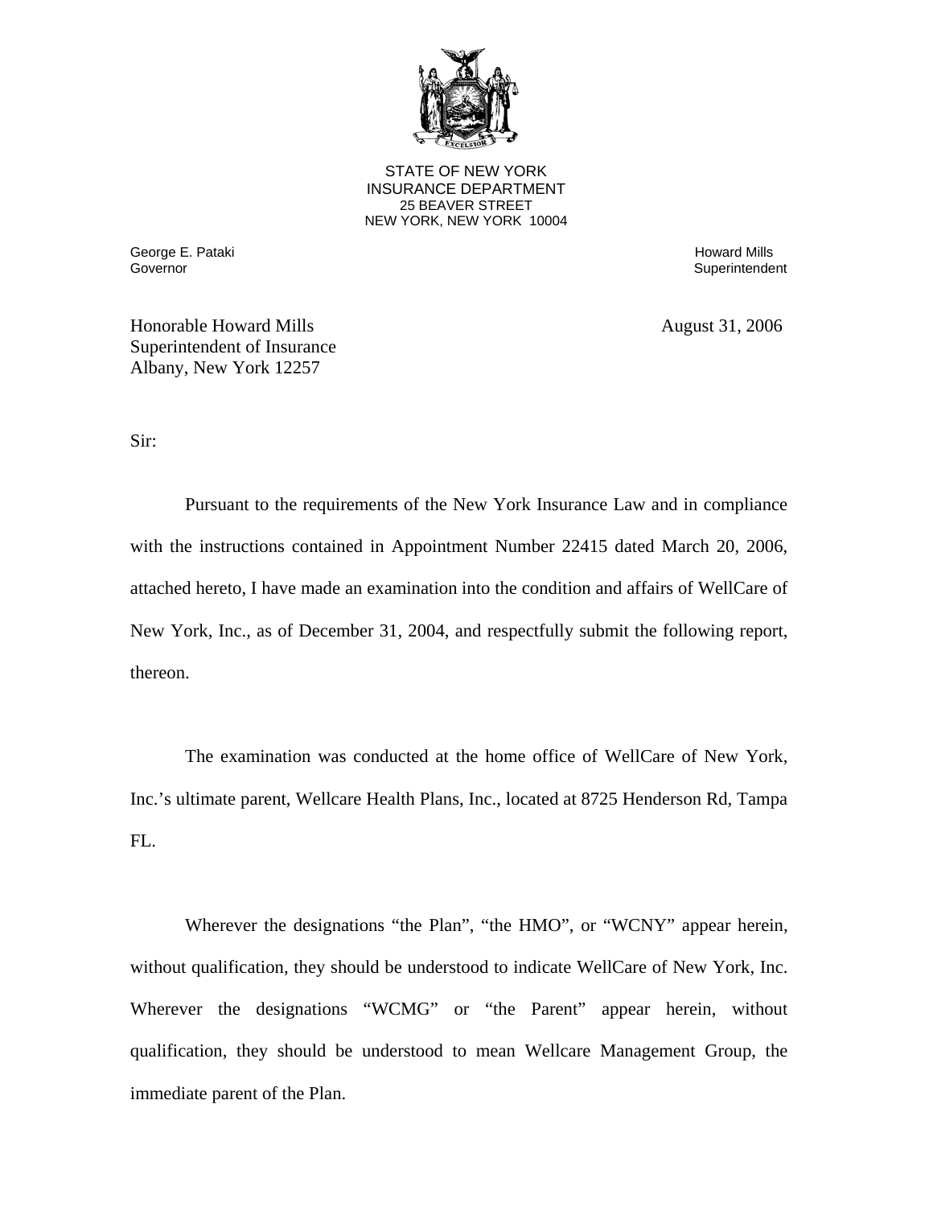STATE OF NEW YORK
INSURANCE DEPARTMENT
25 BEAVER STREET
NEW YORK, NEW YORK 10004

George E. Pataki
Governor

Howard Mills
Superintendent

Honorable Howard Mills
Superintendent of Insurance
Albany, New York 12257

August 31, 2006

Sir:

Pursuant to the requirements of the New York Insurance Law and in compliance with the instructions contained in Appointment Number 22415 dated March 20, 2006, attached hereto, I have made an examination into the condition and affairs of WellCare of New York, Inc., as of December 31, 2004, and respectfully submit the following report, thereon.

The examination was conducted at the home office of WellCare of New York, Inc.'s ultimate parent, Wellcare Health Plans, Inc., located at 8725 Henderson Rd, Tampa FL.

Wherever the designations "the Plan", "the HMO", or "WCNY" appear herein, without qualification, they should be understood to indicate WellCare of New York, Inc. Wherever the designations "WCMG" or "the Parent" appear herein, without qualification, they should be understood to mean Wellcare Management Group, the immediate parent of the Plan.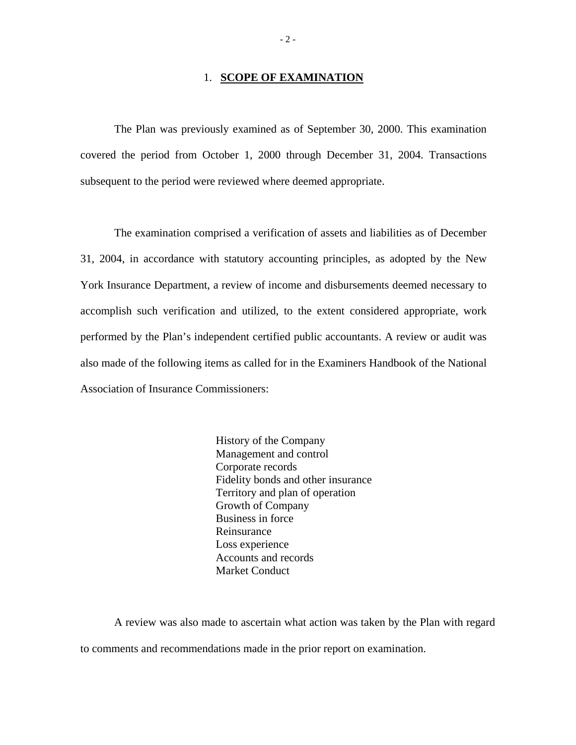## 1. **SCOPE OF EXAMINATION**

The Plan was previously examined as of September 30, 2000. This examination covered the period from October 1, 2000 through December 31, 2004. Transactions subsequent to the period were reviewed where deemed appropriate.

The examination comprised a verification of assets and liabilities as of December 31, 2004, in accordance with statutory accounting principles, as adopted by the New York Insurance Department, a review of income and disbursements deemed necessary to accomplish such verification and utilized, to the extent considered appropriate, work performed by the Plan's independent certified public accountants. A review or audit was also made of the following items as called for in the Examiners Handbook of the National Association of Insurance Commissioners:

History of the Company
Management and control
Corporate records
Fidelity bonds and other insurance
Territory and plan of operation
Growth of Company
Business in force
Reinsurance
Loss experience
Accounts and records
Market Conduct

A review was also made to ascertain what action was taken by the Plan with regard to comments and recommendations made in the prior report on examination.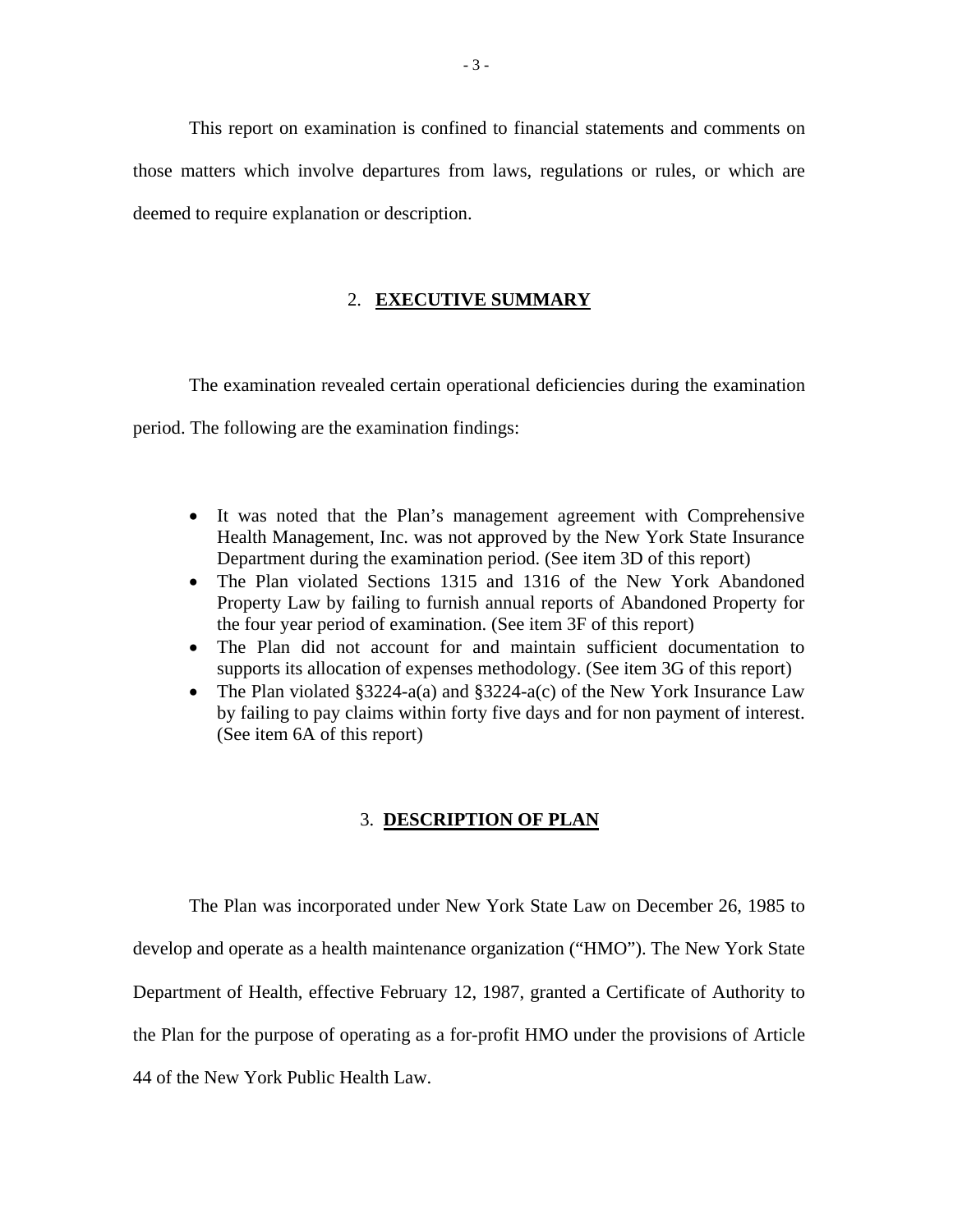This report on examination is confined to financial statements and comments on those matters which involve departures from laws, regulations or rules, or which are deemed to require explanation or description.

## 2. **EXECUTIVE SUMMARY**

The examination revealed certain operational deficiencies during the examination period. The following are the examination findings:

- It was noted that the Plan's management agreement with Comprehensive Health Management, Inc. was not approved by the New York State Insurance Department during the examination period. (See item 3D of this report)
- The Plan violated Sections 1315 and 1316 of the New York Abandoned Property Law by failing to furnish annual reports of Abandoned Property for the four year period of examination. (See item 3F of this report)
- The Plan did not account for and maintain sufficient documentation to supports its allocation of expenses methodology. (See item 3G of this report)
- The Plan violated §3224-a(a) and §3224-a(c) of the New York Insurance Law by failing to pay claims within forty five days and for non payment of interest. (See item 6A of this report)

## 3. **DESCRIPTION OF PLAN**

The Plan was incorporated under New York State Law on December 26, 1985 to develop and operate as a health maintenance organization ("HMO"). The New York State Department of Health, effective February 12, 1987, granted a Certificate of Authority to the Plan for the purpose of operating as a for-profit HMO under the provisions of Article 44 of the New York Public Health Law.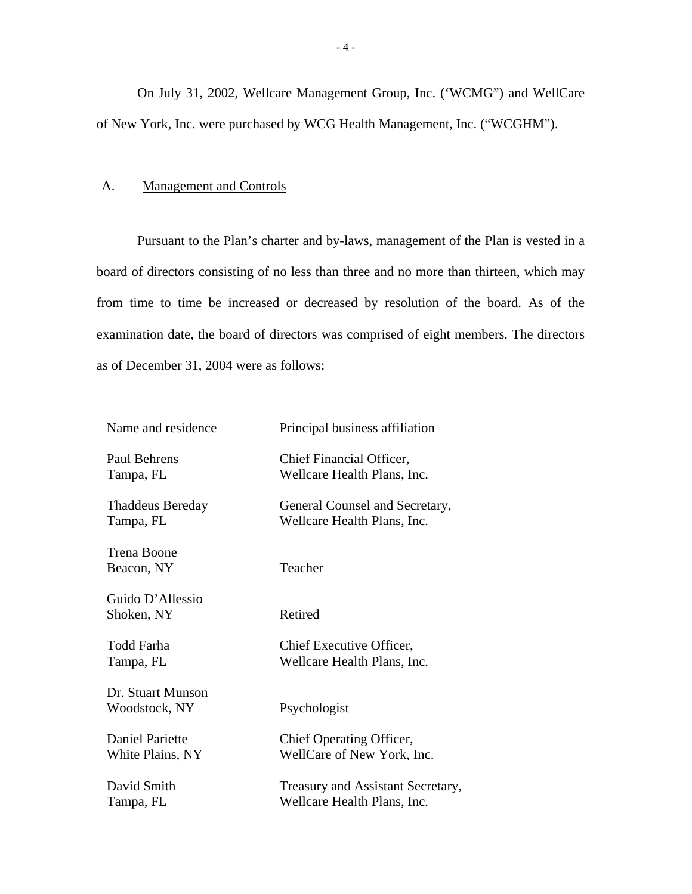On July 31, 2002, Wellcare Management Group, Inc. ('WCMG") and WellCare of New York, Inc. were purchased by WCG Health Management, Inc. ("WCGHM").

## A. Management and Controls

Pursuant to the Plan's charter and by-laws, management of the Plan is vested in a board of directors consisting of no less than three and no more than thirteen, which may from time to time be increased or decreased by resolution of the board. As of the examination date, the board of directors was comprised of eight members. The directors as of December 31, 2004 were as follows:

| Name and residence | Principal business affiliation |
|---|---|
| Paul Behrens<br>Tampa, FL | Chief Financial Officer,<br>Wellcare Health Plans, Inc. |
| Thaddeus Bereday<br>Tampa, FL | General Counsel and Secretary,<br>Wellcare Health Plans, Inc. |
| Trena Boone<br>Beacon, NY | Teacher |
| Guido D'Allessio<br>Shoken, NY | Retired |
| Todd Farha<br>Tampa, FL | Chief Executive Officer,<br>Wellcare Health Plans, Inc. |
| Dr. Stuart Munson<br>Woodstock, NY | Psychologist |
| Daniel Pariette<br>White Plains, NY | Chief Operating Officer,<br>WellCare of New York, Inc. |
| David Smith<br>Tampa, FL | Treasury and Assistant Secretary,<br>Wellcare Health Plans, Inc. |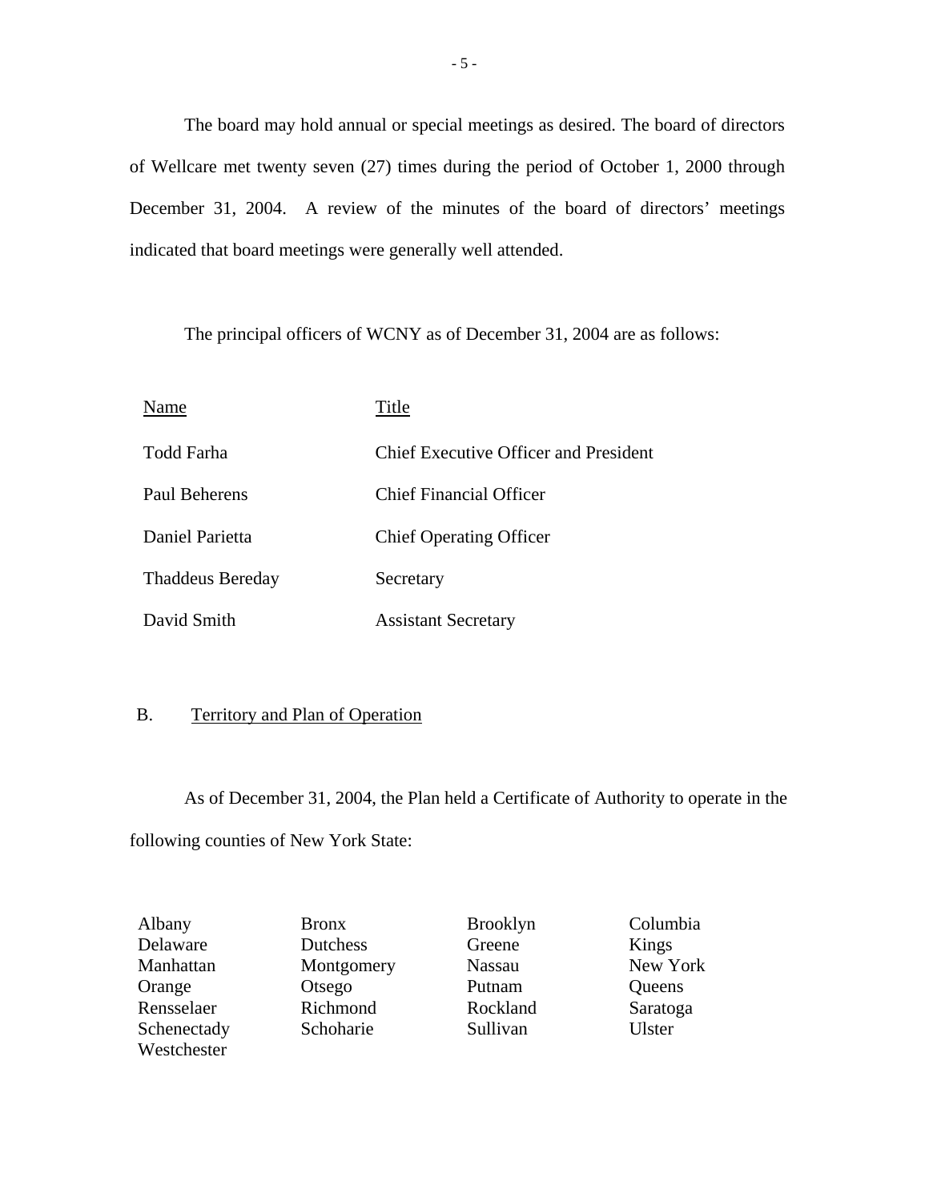The board may hold annual or special meetings as desired. The board of directors of Wellcare met twenty seven (27) times during the period of October 1, 2000 through December 31, 2004. A review of the minutes of the board of directors' meetings indicated that board meetings were generally well attended.

The principal officers of WCNY as of December 31, 2004 are as follows:

| Name | Title |
|---|---|
| Todd Farha | Chief Executive Officer and President |
| Paul Beherens | Chief Financial Officer |
| Daniel Parietta | Chief Operating Officer |
| Thaddeus Bereday | Secretary |
| David Smith | Assistant Secretary |

## B. Territory and Plan of Operation

As of December 31, 2004, the Plan held a Certificate of Authority to operate in the following counties of New York State:

| | | | |
|---|---|---|---|
| Albany | Bronx | Brooklyn | Columbia |
| Delaware | Dutchess | Greene | Kings |
| Manhattan | Montgomery | Nassau | New York |
| Orange | Otsego | Putnam | Queens |
| Rensselaer | Richmond | Rockland | Saratoga |
| Schenectady | Schoharie | Sullivan | Ulster |
| Westchester | | | |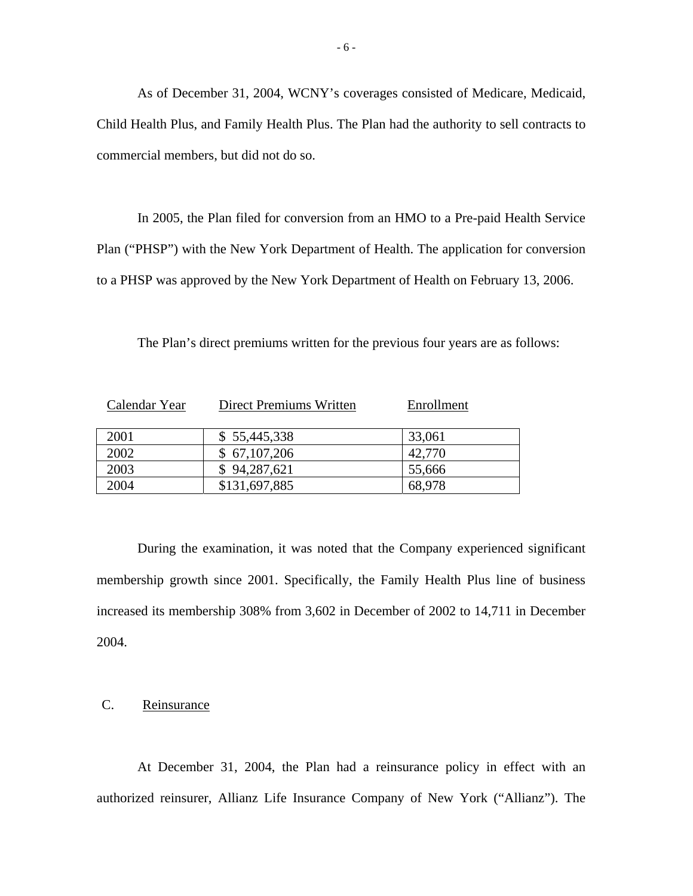As of December 31, 2004, WCNY's coverages consisted of Medicare, Medicaid, Child Health Plus, and Family Health Plus. The Plan had the authority to sell contracts to commercial members, but did not do so.

In 2005, the Plan filed for conversion from an HMO to a Pre-paid Health Service Plan ("PHSP") with the New York Department of Health. The application for conversion to a PHSP was approved by the New York Department of Health on February 13, 2006.

The Plan's direct premiums written for the previous four years are as follows:

| Calendar Year | Direct Premiums Written | Enrollment |
|---|---|---|
| 2001 | $ 55,445,338 | 33,061 |
| 2002 | $ 67,107,206 | 42,770 |
| 2003 | $ 94,287,621 | 55,666 |
| 2004 | $131,697,885 | 68,978 |

During the examination, it was noted that the Company experienced significant membership growth since 2001. Specifically, the Family Health Plus line of business increased its membership 308% from 3,602 in December of 2002 to 14,711 in December 2004.

## C. Reinsurance

At December 31, 2004, the Plan had a reinsurance policy in effect with an authorized reinsurer, Allianz Life Insurance Company of New York ("Allianz"). The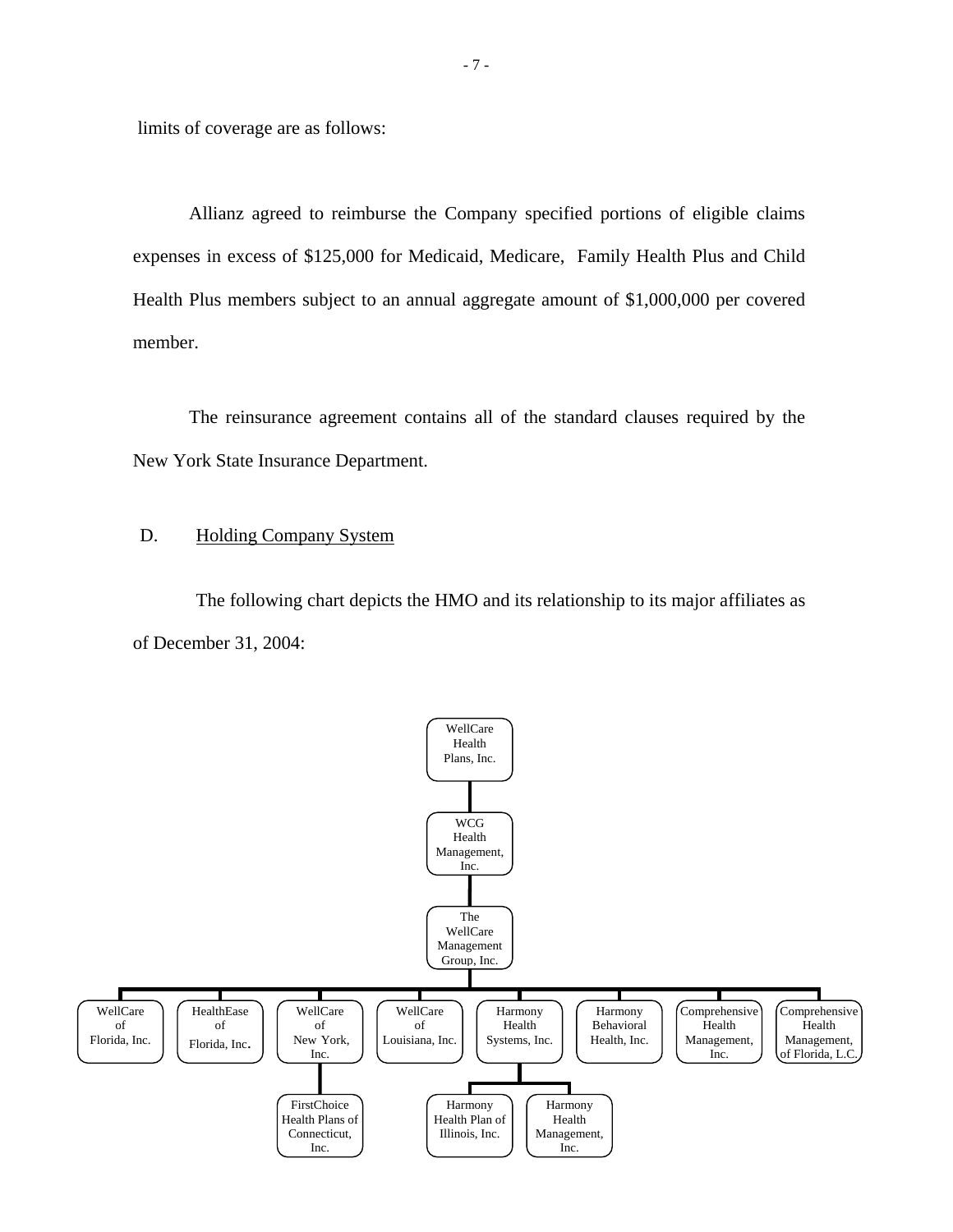limits of coverage are as follows:

Allianz agreed to reimburse the Company specified portions of eligible claims expenses in excess of $125,000 for Medicaid, Medicare, Family Health Plus and Child Health Plus members subject to an annual aggregate amount of $1,000,000 per covered member.

The reinsurance agreement contains all of the standard clauses required by the New York State Insurance Department.

## D. Holding Company System

The following chart depicts the HMO and its relationship to its major affiliates as of December 31, 2004:

- WellCare Health Plans, Inc.
  - WCG Health Management, Inc.
    - The WellCare Management Group, Inc.
      - WellCare of Florida, Inc.
      - HealthEase of Florida, Inc.
      - WellCare of New York, Inc.
        - FirstChoice Health Plans of Connecticut, Inc.
      - WellCare of Louisiana, Inc.
      - Harmony Health Systems, Inc.
        - Harmony Health Plan of Illinois, Inc.
        - Harmony Health Management, Inc.
      - Harmony Behavioral Health, Inc.
      - Comprehensive Health Management, Inc.
      - Comprehensive Health Management, of Florida, L.C.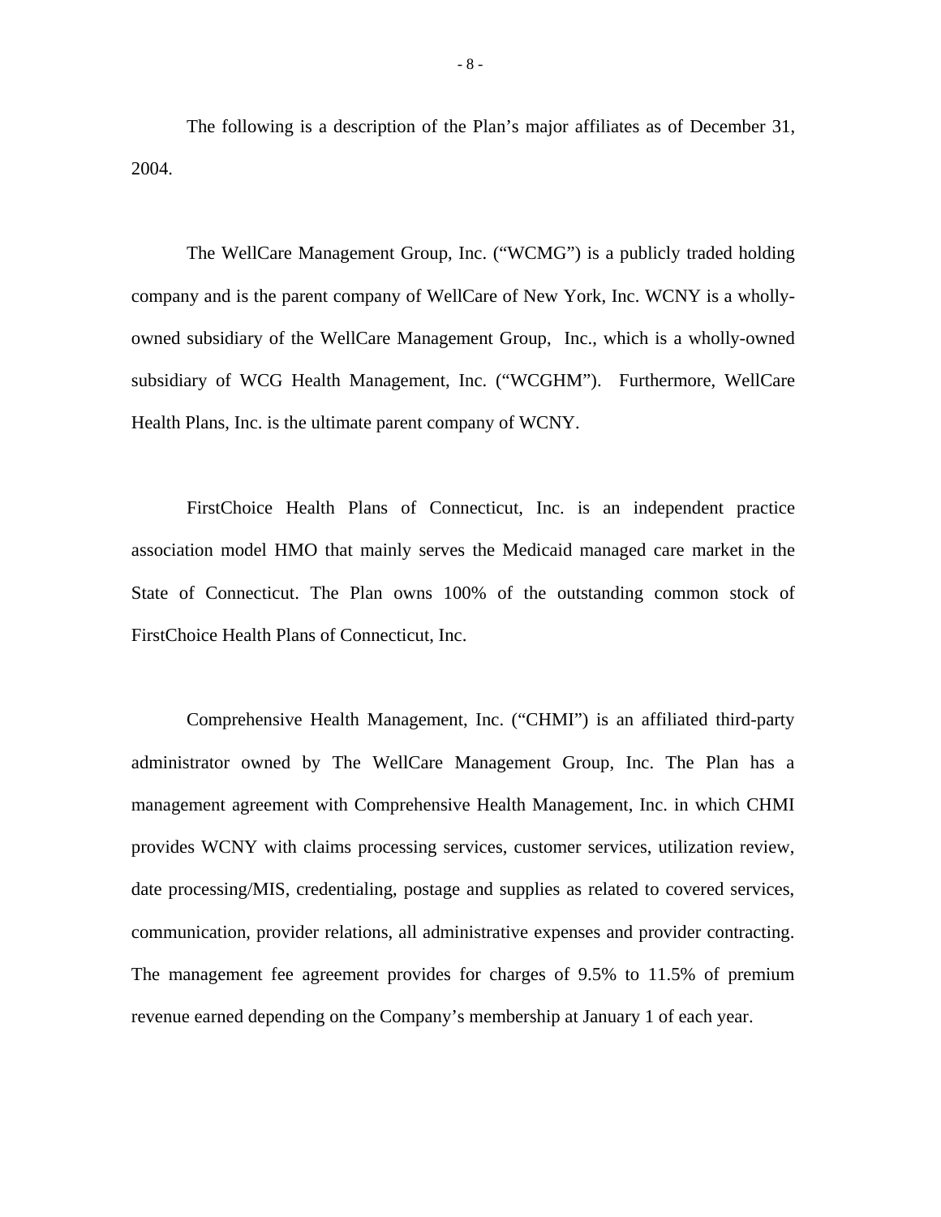The following is a description of the Plan's major affiliates as of December 31, 2004.

The WellCare Management Group, Inc. ("WCMG") is a publicly traded holding company and is the parent company of WellCare of New York, Inc. WCNY is a wholly-owned subsidiary of the WellCare Management Group, Inc., which is a wholly-owned subsidiary of WCG Health Management, Inc. ("WCGHM"). Furthermore, WellCare Health Plans, Inc. is the ultimate parent company of WCNY.

FirstChoice Health Plans of Connecticut, Inc. is an independent practice association model HMO that mainly serves the Medicaid managed care market in the State of Connecticut. The Plan owns 100% of the outstanding common stock of FirstChoice Health Plans of Connecticut, Inc.

Comprehensive Health Management, Inc. ("CHMI") is an affiliated third-party administrator owned by The WellCare Management Group, Inc. The Plan has a management agreement with Comprehensive Health Management, Inc. in which CHMI provides WCNY with claims processing services, customer services, utilization review, date processing/MIS, credentialing, postage and supplies as related to covered services, communication, provider relations, all administrative expenses and provider contracting. The management fee agreement provides for charges of 9.5% to 11.5% of premium revenue earned depending on the Company's membership at January 1 of each year.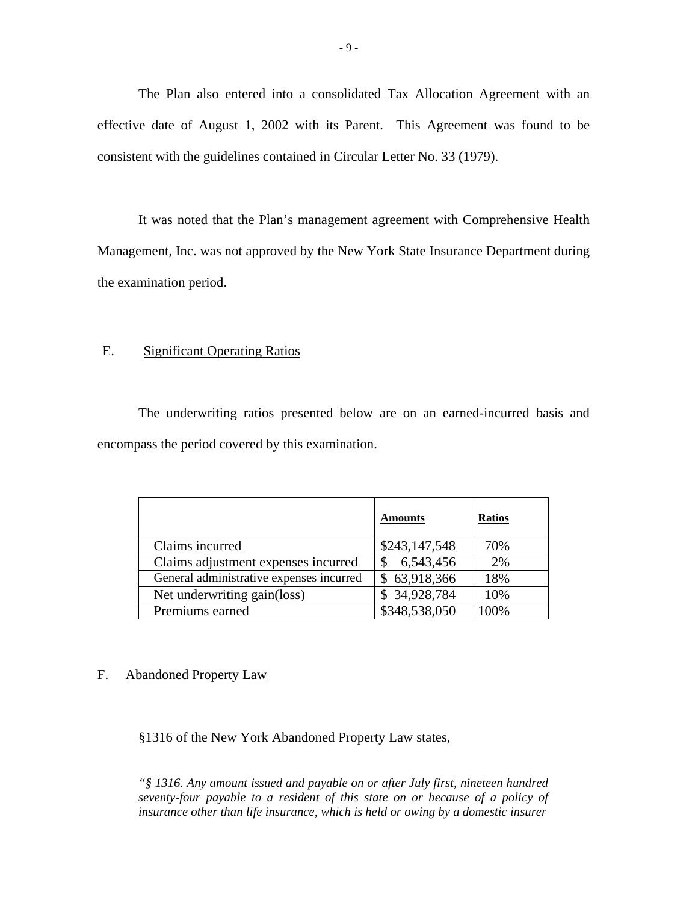The Plan also entered into a consolidated Tax Allocation Agreement with an effective date of August 1, 2002 with its Parent. This Agreement was found to be consistent with the guidelines contained in Circular Letter No. 33 (1979).

It was noted that the Plan's management agreement with Comprehensive Health Management, Inc. was not approved by the New York State Insurance Department during the examination period.

## E. Significant Operating Ratios

The underwriting ratios presented below are on an earned-incurred basis and encompass the period covered by this examination.

| | **Amounts** | **Ratios** |
|---|---|---|
| Claims incurred | $243,147,548 | 70% |
| Claims adjustment expenses incurred | $ 6,543,456 | 2% |
| General administrative expenses incurred | $ 63,918,366 | 18% |
| Net underwriting gain(loss) | $ 34,928,784 | 10% |
| Premiums earned | $348,538,050 | 100% |

## F. Abandoned Property Law

§1316 of the New York Abandoned Property Law states,

*"§ 1316. Any amount issued and payable on or after July first, nineteen hundred seventy-four payable to a resident of this state on or because of a policy of insurance other than life insurance, which is held or owing by a domestic insurer*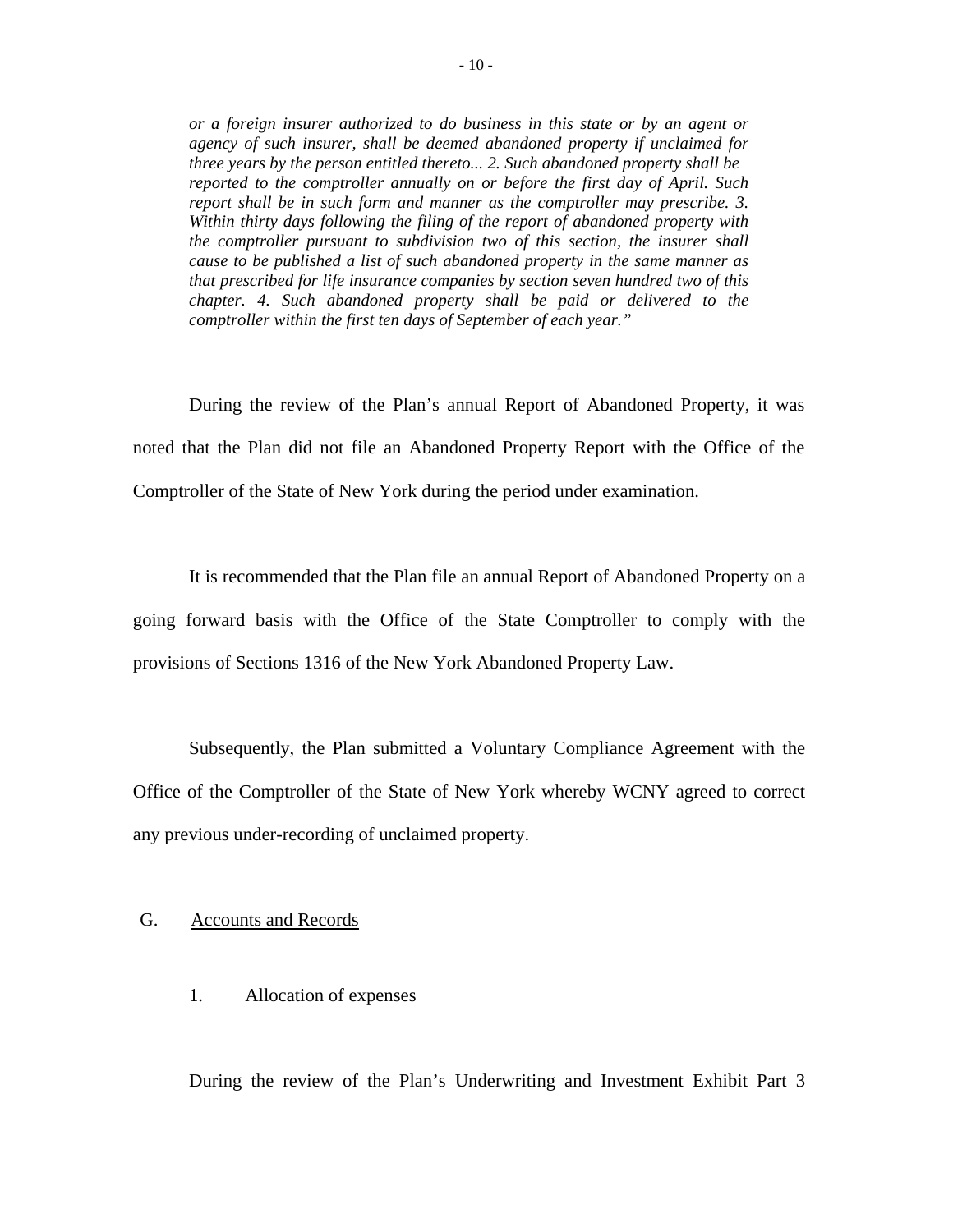*or a foreign insurer authorized to do business in this state or by an agent or agency of such insurer, shall be deemed abandoned property if unclaimed for three years by the person entitled thereto... 2. Such abandoned property shall be reported to the comptroller annually on or before the first day of April. Such report shall be in such form and manner as the comptroller may prescribe. 3. Within thirty days following the filing of the report of abandoned property with the comptroller pursuant to subdivision two of this section, the insurer shall cause to be published a list of such abandoned property in the same manner as that prescribed for life insurance companies by section seven hundred two of this chapter. 4. Such abandoned property shall be paid or delivered to the comptroller within the first ten days of September of each year."*

During the review of the Plan's annual Report of Abandoned Property, it was noted that the Plan did not file an Abandoned Property Report with the Office of the Comptroller of the State of New York during the period under examination.

It is recommended that the Plan file an annual Report of Abandoned Property on a going forward basis with the Office of the State Comptroller to comply with the provisions of Sections 1316 of the New York Abandoned Property Law.

Subsequently, the Plan submitted a Voluntary Compliance Agreement with the Office of the Comptroller of the State of New York whereby WCNY agreed to correct any previous under-recording of unclaimed property.

## G. Accounts and Records

### 1. Allocation of expenses

During the review of the Plan's Underwriting and Investment Exhibit Part 3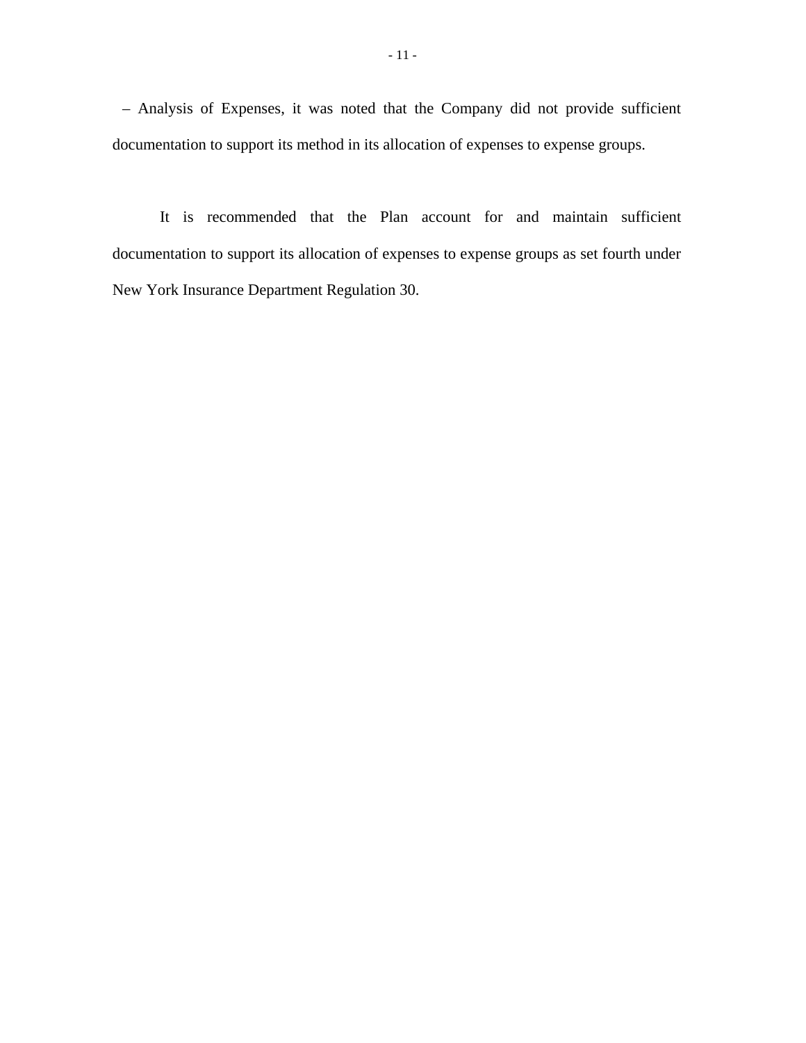– Analysis of Expenses, it was noted that the Company did not provide sufficient documentation to support its method in its allocation of expenses to expense groups.

It is recommended that the Plan account for and maintain sufficient documentation to support its allocation of expenses to expense groups as set fourth under New York Insurance Department Regulation 30.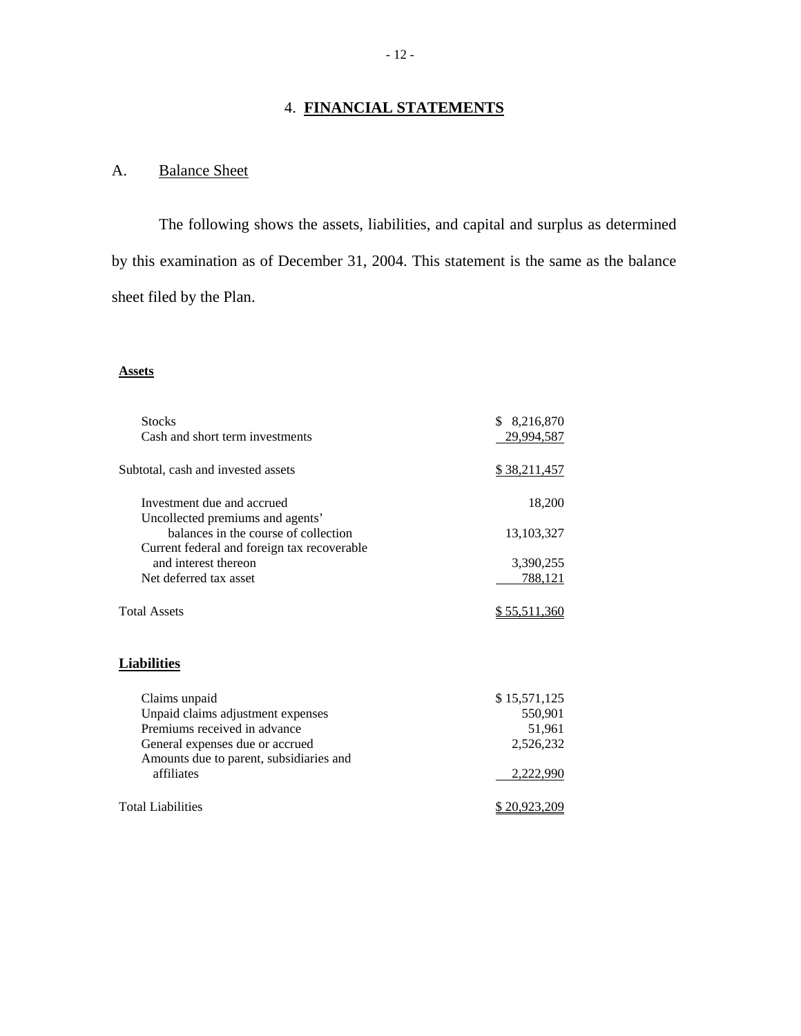## 4. **FINANCIAL STATEMENTS**

### A. Balance Sheet

The following shows the assets, liabilities, and capital and surplus as determined by this examination as of December 31, 2004. This statement is the same as the balance sheet filed by the Plan.

**Assets**

| | |
|---|---|
| Stocks | $ 8,216,870 |
| Cash and short term investments | 29,994,587 |
| Subtotal, cash and invested assets | $ 38,211,457 |
| Investment due and accrued | 18,200 |
| Uncollected premiums and agents' balances in the course of collection | 13,103,327 |
| Current federal and foreign tax recoverable and interest thereon | 3,390,255 |
| Net deferred tax asset | 788,121 |
| Total Assets | $ 55,511,360 |

**Liabilities**

| | |
|---|---|
| Claims unpaid | $ 15,571,125 |
| Unpaid claims adjustment expenses | 550,901 |
| Premiums received in advance | 51,961 |
| General expenses due or accrued | 2,526,232 |
| Amounts due to parent, subsidiaries and affiliates | 2,222,990 |
| Total Liabilities | $ 20,923,209 |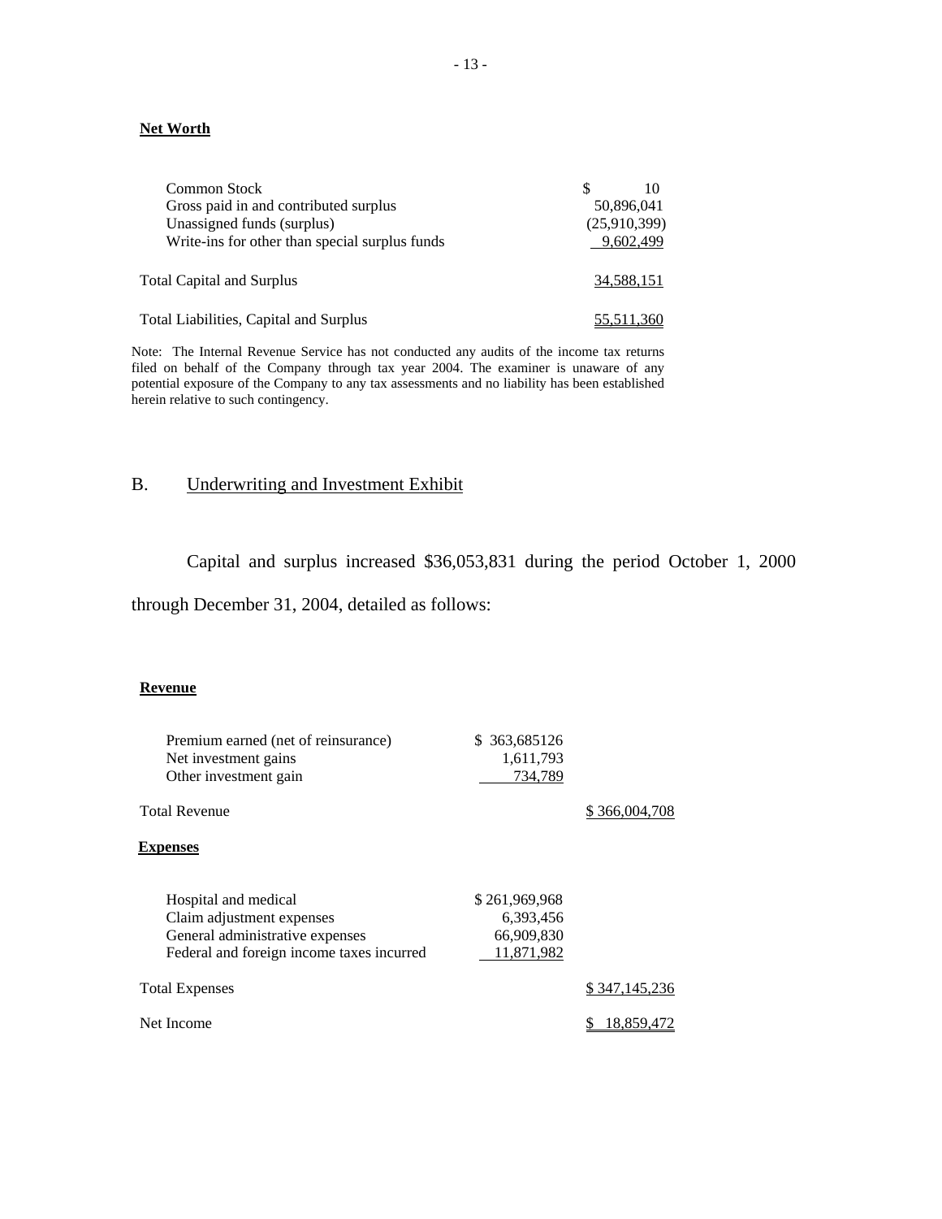**Net Worth**

| | |
|---|---|
| Common Stock | $ 10 |
| Gross paid in and contributed surplus | 50,896,041 |
| Unassigned funds (surplus) | (25,910,399) |
| Write-ins for other than special surplus funds | 9,602,499 |
| Total Capital and Surplus | 34,588,151 |
| Total Liabilities, Capital and Surplus | 55,511,360 |

Note: The Internal Revenue Service has not conducted any audits of the income tax returns filed on behalf of the Company through tax year 2004. The examiner is unaware of any potential exposure of the Company to any tax assessments and no liability has been established herein relative to such contingency.

## B. Underwriting and Investment Exhibit

Capital and surplus increased $36,053,831 during the period October 1, 2000 through December 31, 2004, detailed as follows:

**Revenue**

| | | |
|---|---|---|
| Premium earned (net of reinsurance) | $ 363,685126 | |
| Net investment gains | 1,611,793 | |
| Other investment gain | 734,789 | |
| Total Revenue | | $ 366,004,708 |

**Expenses**

| | | |
|---|---|---|
| Hospital and medical | $ 261,969,968 | |
| Claim adjustment expenses | 6,393,456 | |
| General administrative expenses | 66,909,830 | |
| Federal and foreign income taxes incurred | 11,871,982 | |
| Total Expenses | | $ 347,145,236 |
| Net Income | | $ 18,859,472 |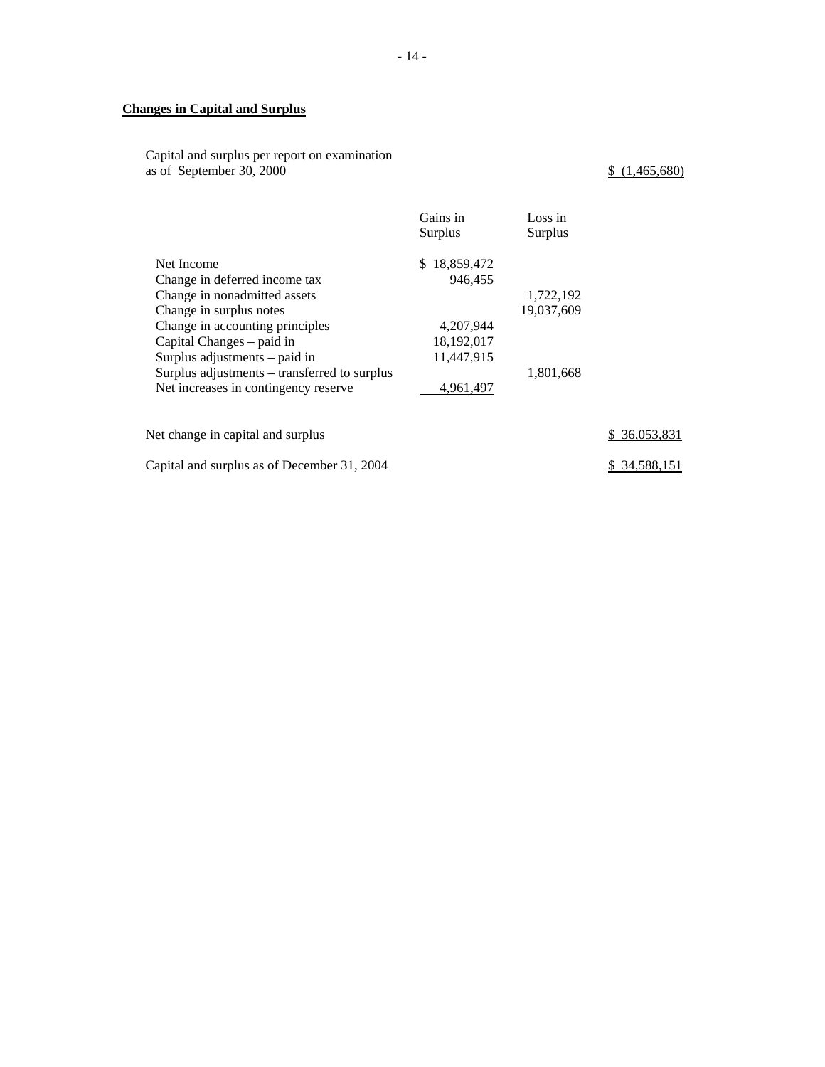**Changes in Capital and Surplus**

| | Gains in Surplus | Loss in Surplus | |
|---|---|---|---|
| Capital and surplus per report on examination as of September 30, 2000 | | | $ (1,465,680) |
| Net Income | $ 18,859,472 | | |
| Change in deferred income tax | 946,455 | | |
| Change in nonadmitted assets | | 1,722,192 | |
| Change in surplus notes | | 19,037,609 | |
| Change in accounting principles | 4,207,944 | | |
| Capital Changes – paid in | 18,192,017 | | |
| Surplus adjustments – paid in | 11,447,915 | | |
| Surplus adjustments – transferred to surplus | | 1,801,668 | |
| Net increases in contingency reserve | 4,961,497 | | |
| Net change in capital and surplus | | | $ 36,053,831 |
| Capital and surplus as of December 31, 2004 | | | $ 34,588,151 |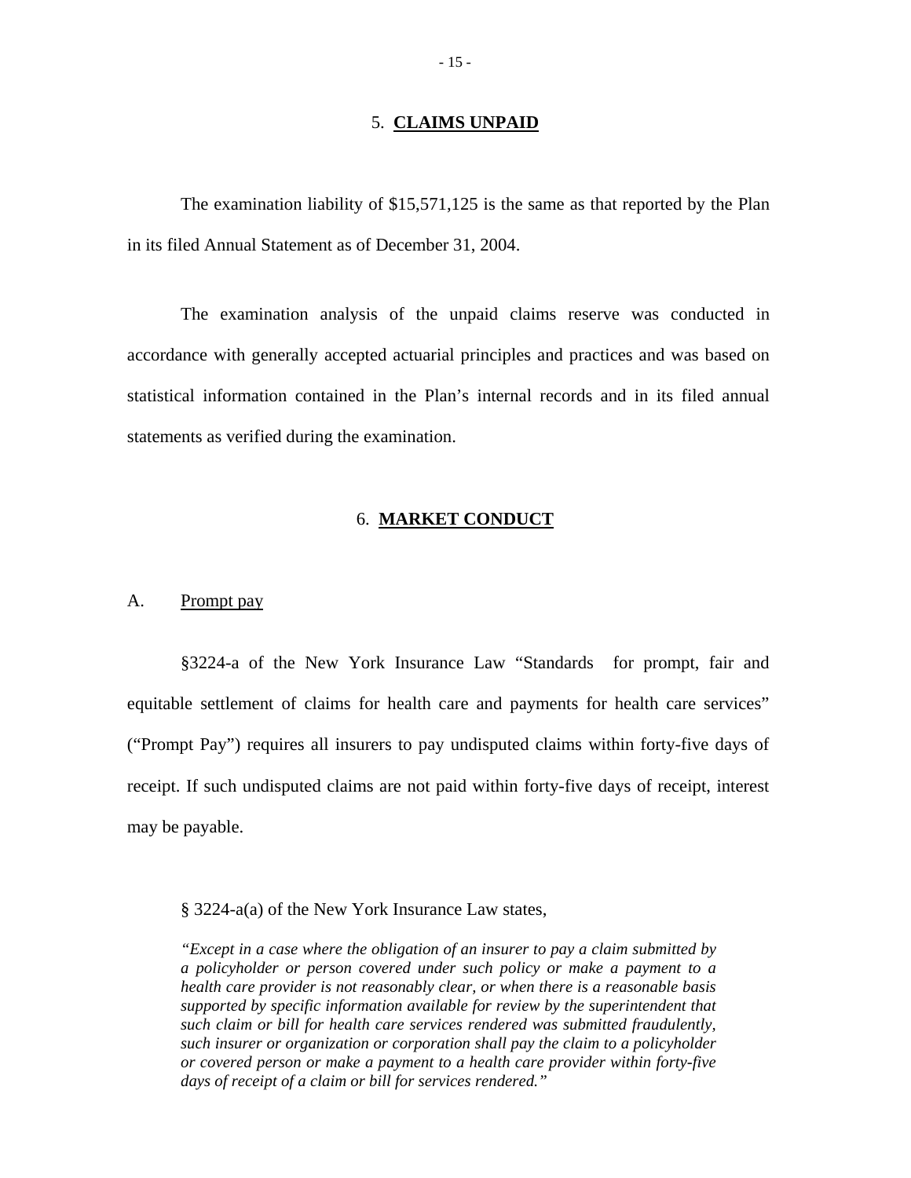## 5. **CLAIMS UNPAID**

The examination liability of $15,571,125 is the same as that reported by the Plan in its filed Annual Statement as of December 31, 2004.

The examination analysis of the unpaid claims reserve was conducted in accordance with generally accepted actuarial principles and practices and was based on statistical information contained in the Plan's internal records and in its filed annual statements as verified during the examination.

## 6. **MARKET CONDUCT**

### A. Prompt pay

§3224-a of the New York Insurance Law "Standards for prompt, fair and equitable settlement of claims for health care and payments for health care services" ("Prompt Pay") requires all insurers to pay undisputed claims within forty-five days of receipt. If such undisputed claims are not paid within forty-five days of receipt, interest may be payable.

§ 3224-a(a) of the New York Insurance Law states,

> *"Except in a case where the obligation of an insurer to pay a claim submitted by a policyholder or person covered under such policy or make a payment to a health care provider is not reasonably clear, or when there is a reasonable basis supported by specific information available for review by the superintendent that such claim or bill for health care services rendered was submitted fraudulently, such insurer or organization or corporation shall pay the claim to a policyholder or covered person or make a payment to a health care provider within forty-five days of receipt of a claim or bill for services rendered."*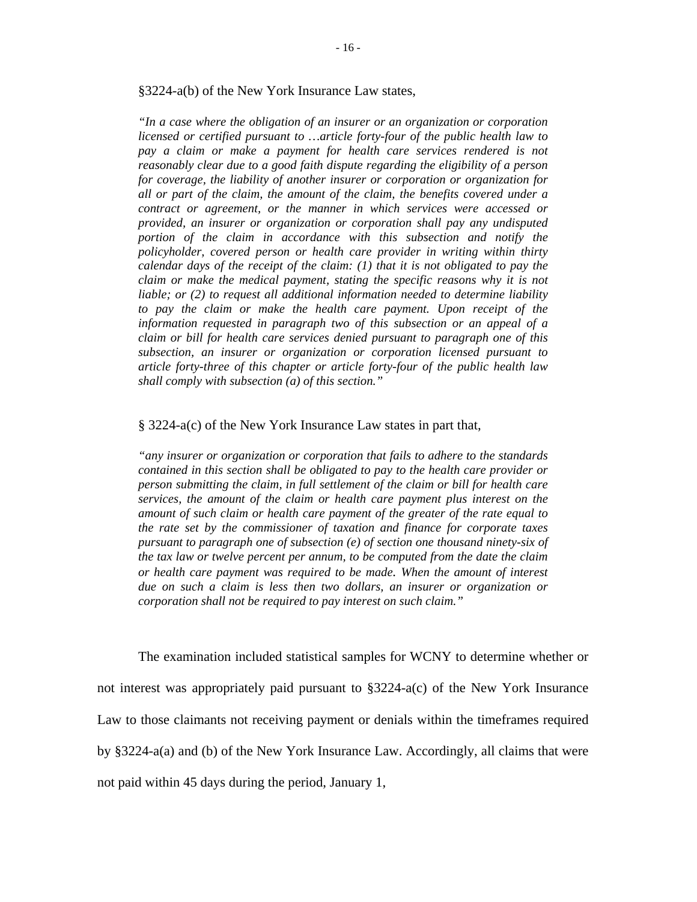§3224-a(b) of the New York Insurance Law states,

> *"In a case where the obligation of an insurer or an organization or corporation licensed or certified pursuant to …article forty-four of the public health law to pay a claim or make a payment for health care services rendered is not reasonably clear due to a good faith dispute regarding the eligibility of a person for coverage, the liability of another insurer or corporation or organization for all or part of the claim, the amount of the claim, the benefits covered under a contract or agreement, or the manner in which services were accessed or provided, an insurer or organization or corporation shall pay any undisputed portion of the claim in accordance with this subsection and notify the policyholder, covered person or health care provider in writing within thirty calendar days of the receipt of the claim: (1) that it is not obligated to pay the claim or make the medical payment, stating the specific reasons why it is not liable; or (2) to request all additional information needed to determine liability to pay the claim or make the health care payment. Upon receipt of the information requested in paragraph two of this subsection or an appeal of a claim or bill for health care services denied pursuant to paragraph one of this subsection, an insurer or organization or corporation licensed pursuant to article forty-three of this chapter or article forty-four of the public health law shall comply with subsection (a) of this section."*

§ 3224-a(c) of the New York Insurance Law states in part that,

> *"any insurer or organization or corporation that fails to adhere to the standards contained in this section shall be obligated to pay to the health care provider or person submitting the claim, in full settlement of the claim or bill for health care services, the amount of the claim or health care payment plus interest on the amount of such claim or health care payment of the greater of the rate equal to the rate set by the commissioner of taxation and finance for corporate taxes pursuant to paragraph one of subsection (e) of section one thousand ninety-six of the tax law or twelve percent per annum, to be computed from the date the claim or health care payment was required to be made. When the amount of interest due on such a claim is less then two dollars, an insurer or organization or corporation shall not be required to pay interest on such claim."*

The examination included statistical samples for WCNY to determine whether or not interest was appropriately paid pursuant to §3224-a(c) of the New York Insurance Law to those claimants not receiving payment or denials within the timeframes required by §3224-a(a) and (b) of the New York Insurance Law. Accordingly, all claims that were not paid within 45 days during the period, January 1,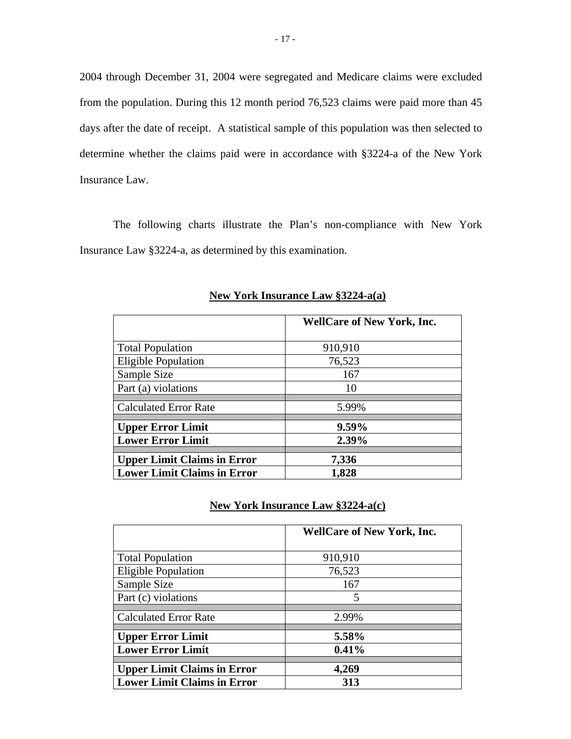2004 through December 31, 2004 were segregated and Medicare claims were excluded from the population. During this 12 month period 76,523 claims were paid more than 45 days after the date of receipt. A statistical sample of this population was then selected to determine whether the claims paid were in accordance with §3224-a of the New York Insurance Law.

The following charts illustrate the Plan's non-compliance with New York Insurance Law §3224-a, as determined by this examination.

**New York Insurance Law §3224-a(a)**

| | WellCare of New York, Inc. |
|---|---|
| Total Population | 910,910 |
| Eligible Population | 76,523 |
| Sample Size | 167 |
| Part (a) violations | 10 |
| Calculated Error Rate | 5.99% |
| **Upper Error Limit** | **9.59%** |
| **Lower Error Limit** | **2.39%** |
| **Upper Limit Claims in Error** | **7,336** |
| **Lower Limit Claims in Error** | **1,828** |

**New York Insurance Law §3224-a(c)**

| | WellCare of New York, Inc. |
|---|---|
| Total Population | 910,910 |
| Eligible Population | 76,523 |
| Sample Size | 167 |
| Part (c) violations | 5 |
| Calculated Error Rate | 2.99% |
| **Upper Error Limit** | **5.58%** |
| **Lower Error Limit** | **0.41%** |
| **Upper Limit Claims in Error** | **4,269** |
| **Lower Limit Claims in Error** | **313** |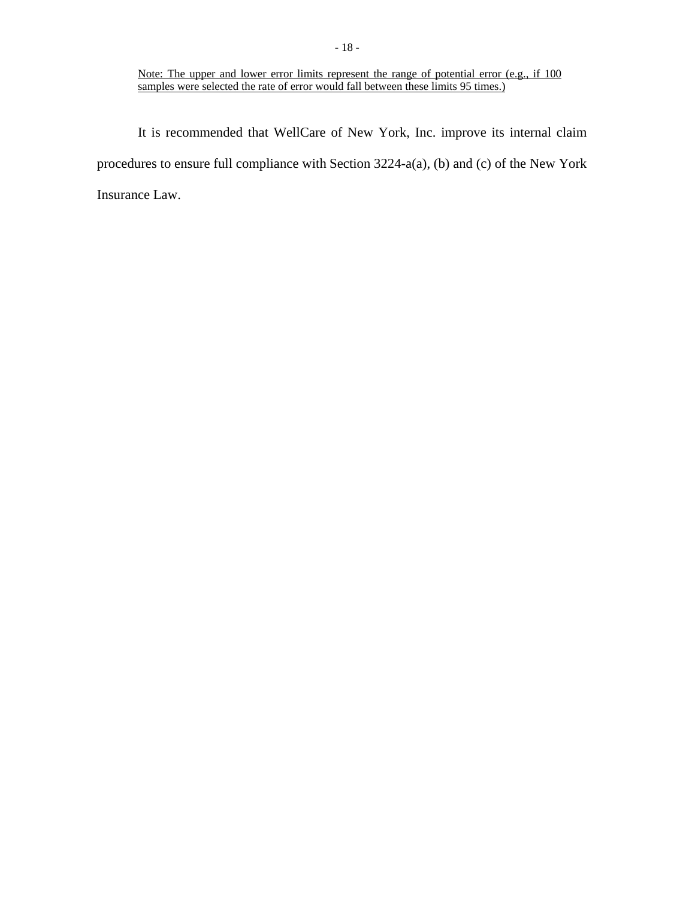<u>Note: The upper and lower error limits represent the range of potential error (e.g., if 100 samples were selected the rate of error would fall between these limits 95 times.)</u>

It is recommended that WellCare of New York, Inc. improve its internal claim procedures to ensure full compliance with Section 3224-a(a), (b) and (c) of the New York Insurance Law.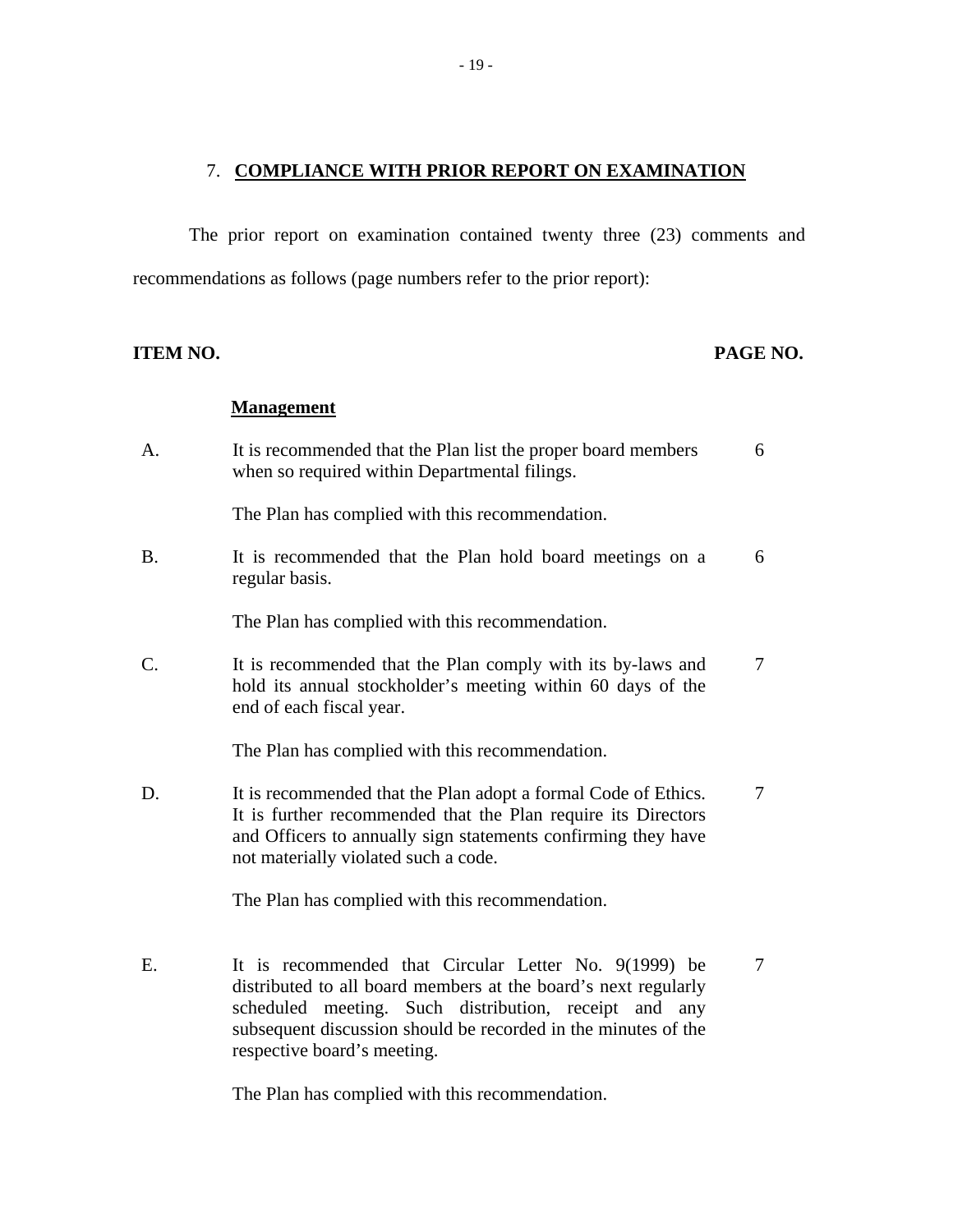## 7. COMPLIANCE WITH PRIOR REPORT ON EXAMINATION

The prior report on examination contained twenty three (23) comments and recommendations as follows (page numbers refer to the prior report):

| ITEM NO. | | PAGE NO. |
|---|---|---|
| | **Management** | |
| A. | It is recommended that the Plan list the proper board members when so required within Departmental filings.<br><br>The Plan has complied with this recommendation. | 6 |
| B. | It is recommended that the Plan hold board meetings on a regular basis.<br><br>The Plan has complied with this recommendation. | 6 |
| C. | It is recommended that the Plan comply with its by-laws and hold its annual stockholder's meeting within 60 days of the end of each fiscal year.<br><br>The Plan has complied with this recommendation. | 7 |
| D. | It is recommended that the Plan adopt a formal Code of Ethics. It is further recommended that the Plan require its Directors and Officers to annually sign statements confirming they have not materially violated such a code.<br><br>The Plan has complied with this recommendation. | 7 |
| E. | It is recommended that Circular Letter No. 9(1999) be distributed to all board members at the board's next regularly scheduled meeting. Such distribution, receipt and any subsequent discussion should be recorded in the minutes of the respective board's meeting.<br><br>The Plan has complied with this recommendation. | 7 |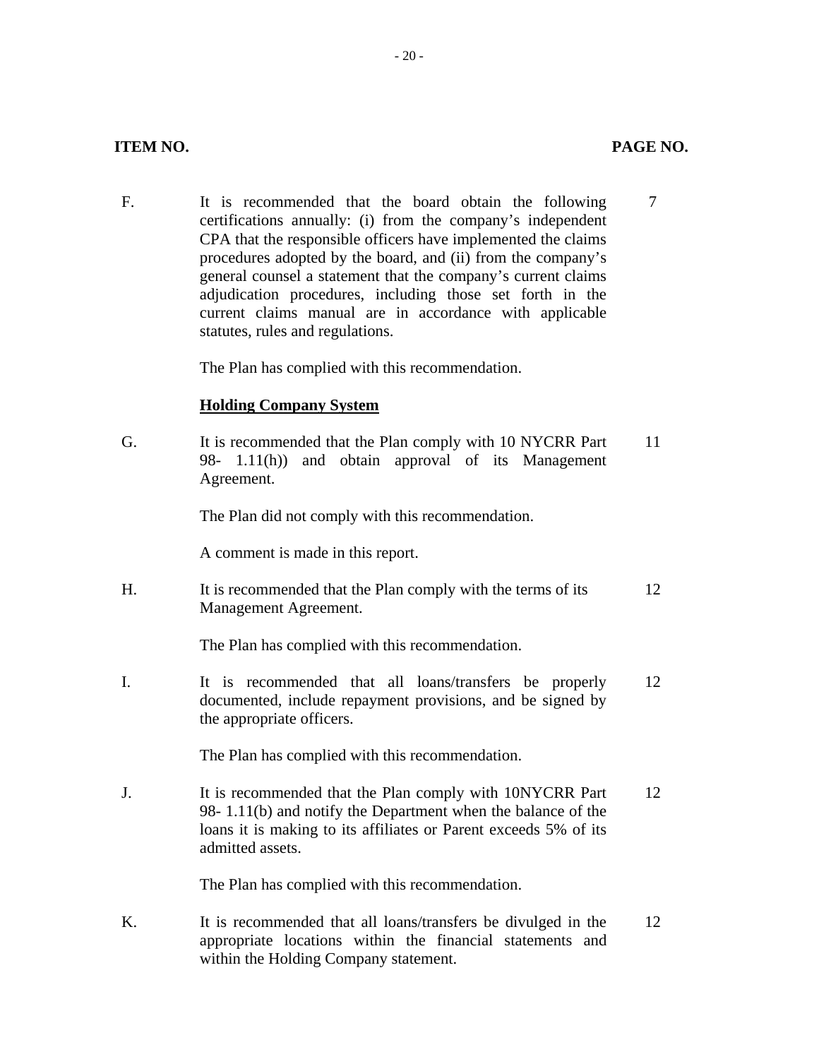| ITEM NO. | | PAGE NO. |
|---|---|---|
| F. | It is recommended that the board obtain the following certifications annually: (i) from the company's independent CPA that the responsible officers have implemented the claims procedures adopted by the board, and (ii) from the company's general counsel a statement that the company's current claims adjudication procedures, including those set forth in the current claims manual are in accordance with applicable statutes, rules and regulations.<br><br>The Plan has complied with this recommendation. | 7 |
| | **Holding Company System** | |
| G. | It is recommended that the Plan comply with 10 NYCRR Part 98- 1.11(h)) and obtain approval of its Management Agreement.<br><br>The Plan did not comply with this recommendation.<br><br>A comment is made in this report. | 11 |
| H. | It is recommended that the Plan comply with the terms of its Management Agreement.<br><br>The Plan has complied with this recommendation. | 12 |
| I. | It is recommended that all loans/transfers be properly documented, include repayment provisions, and be signed by the appropriate officers.<br><br>The Plan has complied with this recommendation. | 12 |
| J. | It is recommended that the Plan comply with 10NYCRR Part 98- 1.11(b) and notify the Department when the balance of the loans it is making to its affiliates or Parent exceeds 5% of its admitted assets.<br><br>The Plan has complied with this recommendation. | 12 |
| K. | It is recommended that all loans/transfers be divulged in the appropriate locations within the financial statements and within the Holding Company statement. | 12 |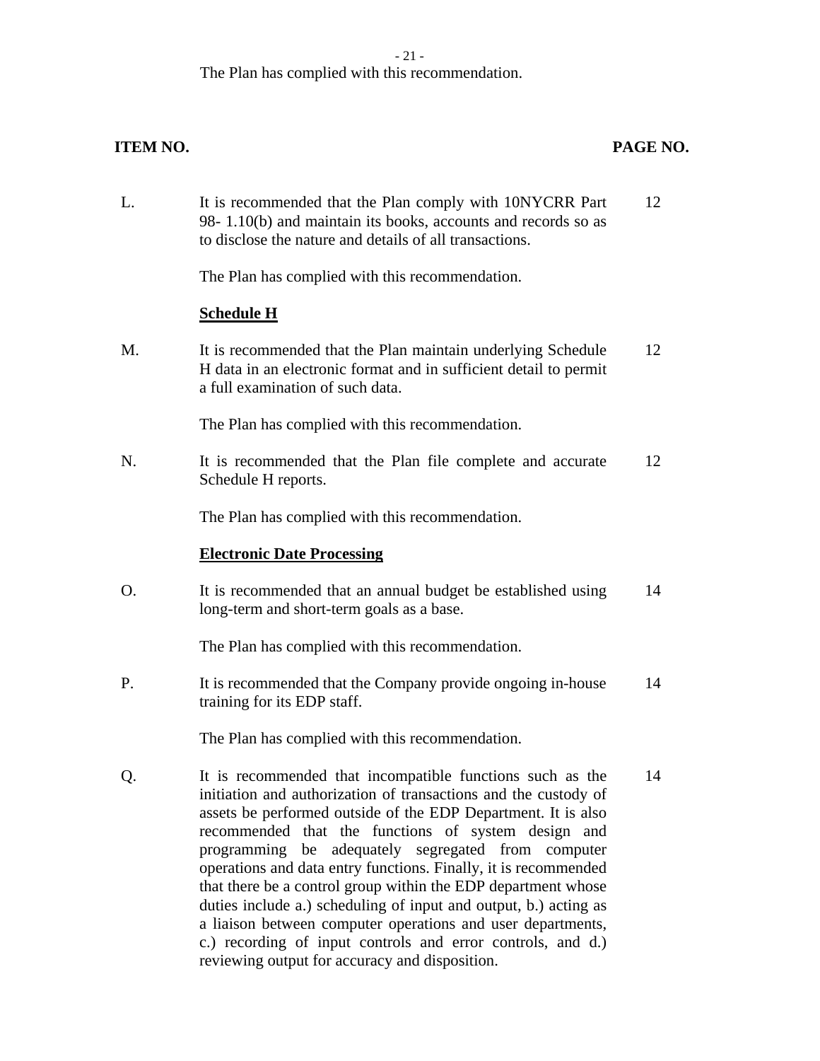The Plan has complied with this recommendation.

| ITEM NO. | | PAGE NO. |
|---|---|---|
| L. | It is recommended that the Plan comply with 10NYCRR Part 98- 1.10(b) and maintain its books, accounts and records so as to disclose the nature and details of all transactions.<br><br>The Plan has complied with this recommendation. | 12 |
| | **Schedule H** | |
| M. | It is recommended that the Plan maintain underlying Schedule H data in an electronic format and in sufficient detail to permit a full examination of such data.<br><br>The Plan has complied with this recommendation. | 12 |
| N. | It is recommended that the Plan file complete and accurate Schedule H reports.<br><br>The Plan has complied with this recommendation. | 12 |
| | **Electronic Date Processing** | |
| O. | It is recommended that an annual budget be established using long-term and short-term goals as a base.<br><br>The Plan has complied with this recommendation. | 14 |
| P. | It is recommended that the Company provide ongoing in-house training for its EDP staff.<br><br>The Plan has complied with this recommendation. | 14 |
| Q. | It is recommended that incompatible functions such as the initiation and authorization of transactions and the custody of assets be performed outside of the EDP Department. It is also recommended that the functions of system design and programming be adequately segregated from computer operations and data entry functions. Finally, it is recommended that there be a control group within the EDP department whose duties include a.) scheduling of input and output, b.) acting as a liaison between computer operations and user departments, c.) recording of input controls and error controls, and d.) reviewing output for accuracy and disposition. | 14 |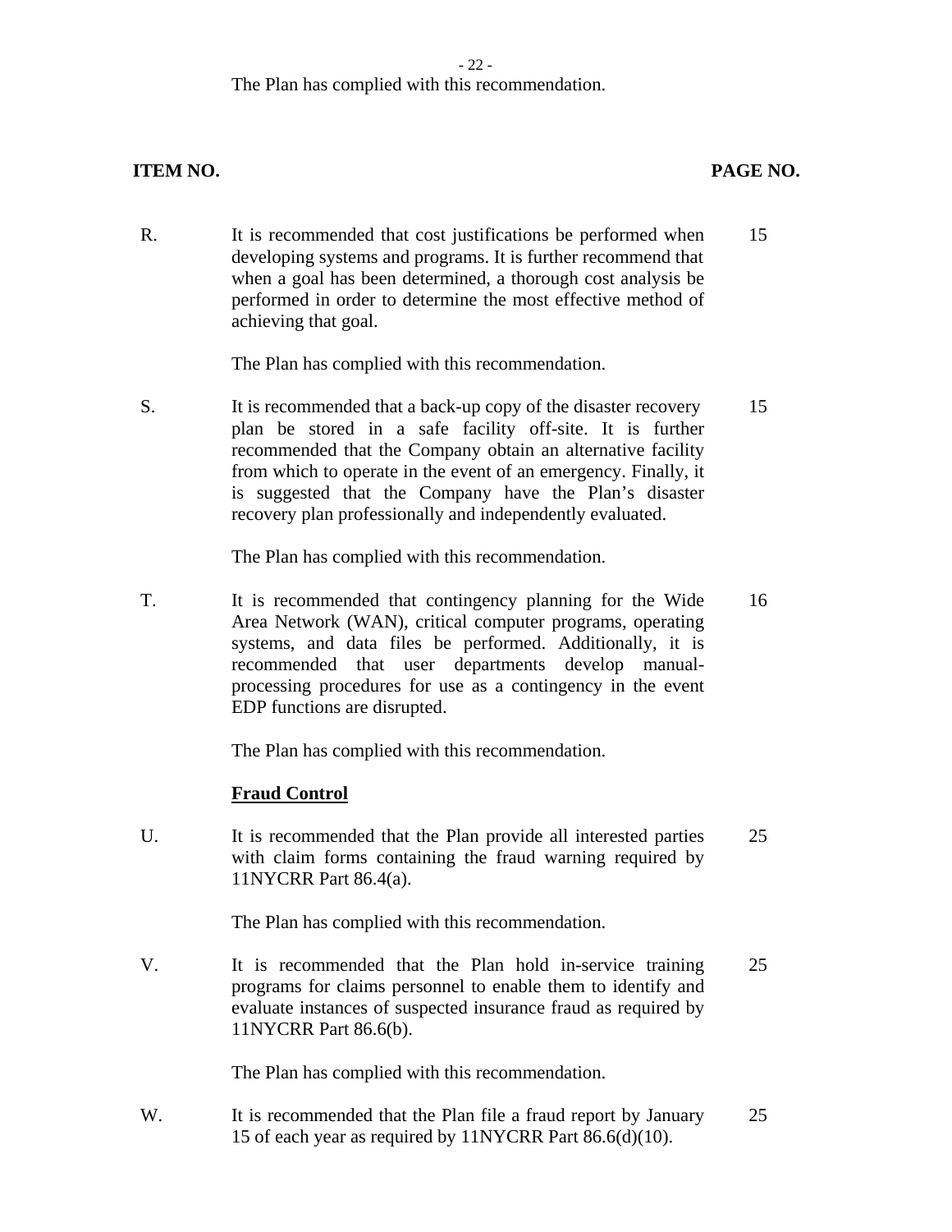The Plan has complied with this recommendation.

| ITEM NO. | | PAGE NO. |
|---|---|---|
| R. | It is recommended that cost justifications be performed when developing systems and programs. It is further recommend that when a goal has been determined, a thorough cost analysis be performed in order to determine the most effective method of achieving that goal.<br><br>The Plan has complied with this recommendation. | 15 |
| S. | It is recommended that a back-up copy of the disaster recovery plan be stored in a safe facility off-site. It is further recommended that the Company obtain an alternative facility from which to operate in the event of an emergency. Finally, it is suggested that the Company have the Plan's disaster recovery plan professionally and independently evaluated.<br><br>The Plan has complied with this recommendation. | 15 |
| T. | It is recommended that contingency planning for the Wide Area Network (WAN), critical computer programs, operating systems, and data files be performed. Additionally, it is recommended that user departments develop manual-processing procedures for use as a contingency in the event EDP functions are disrupted.<br><br>The Plan has complied with this recommendation. | 16 |
| | **Fraud Control** | |
| U. | It is recommended that the Plan provide all interested parties with claim forms containing the fraud warning required by 11NYCRR Part 86.4(a).<br><br>The Plan has complied with this recommendation. | 25 |
| V. | It is recommended that the Plan hold in-service training programs for claims personnel to enable them to identify and evaluate instances of suspected insurance fraud as required by 11NYCRR Part 86.6(b).<br><br>The Plan has complied with this recommendation. | 25 |
| W. | It is recommended that the Plan file a fraud report by January 15 of each year as required by 11NYCRR Part 86.6(d)(10). | 25 |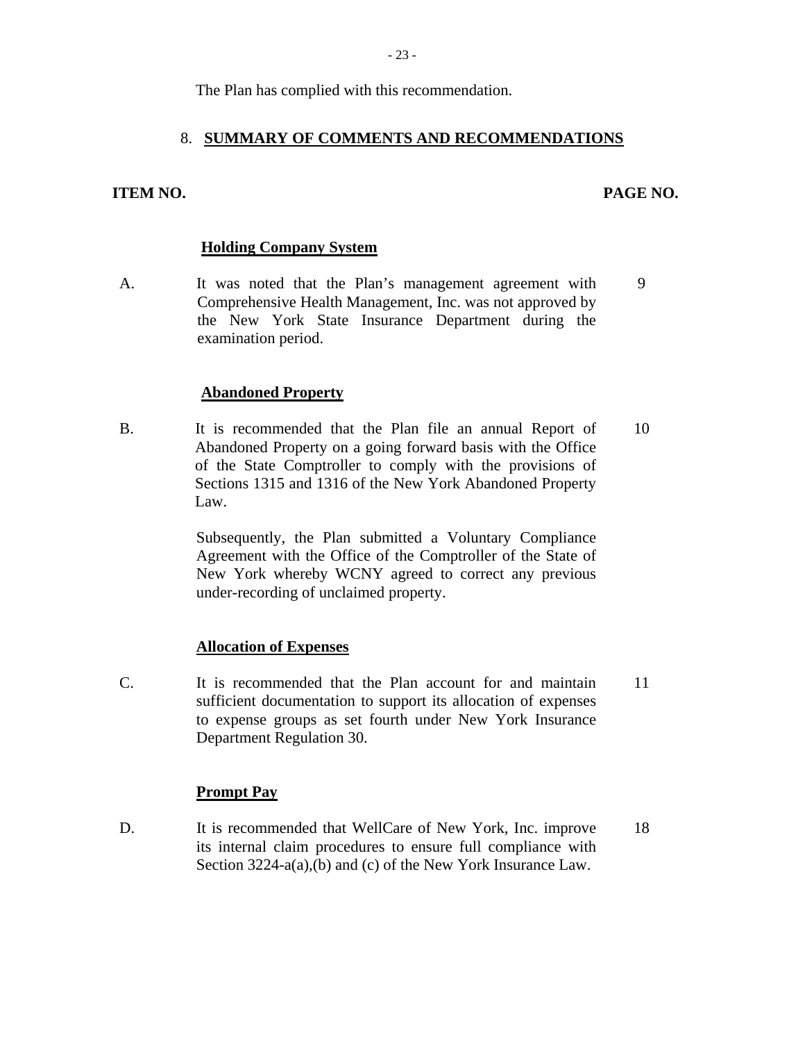The Plan has complied with this recommendation.

## 8. SUMMARY OF COMMENTS AND RECOMMENDATIONS

| ITEM NO. | | PAGE NO. |
|---|---|---|
| | **Holding Company System** | |
| A. | It was noted that the Plan's management agreement with Comprehensive Health Management, Inc. was not approved by the New York State Insurance Department during the examination period. | 9 |
| | **Abandoned Property** | |
| B. | It is recommended that the Plan file an annual Report of Abandoned Property on a going forward basis with the Office of the State Comptroller to comply with the provisions of Sections 1315 and 1316 of the New York Abandoned Property Law.<br><br>Subsequently, the Plan submitted a Voluntary Compliance Agreement with the Office of the Comptroller of the State of New York whereby WCNY agreed to correct any previous under-recording of unclaimed property. | 10 |
| | **Allocation of Expenses** | |
| C. | It is recommended that the Plan account for and maintain sufficient documentation to support its allocation of expenses to expense groups as set fourth under New York Insurance Department Regulation 30. | 11 |
| | **Prompt Pay** | |
| D. | It is recommended that WellCare of New York, Inc. improve its internal claim procedures to ensure full compliance with Section 3224-a(a),(b) and (c) of the New York Insurance Law. | 18 |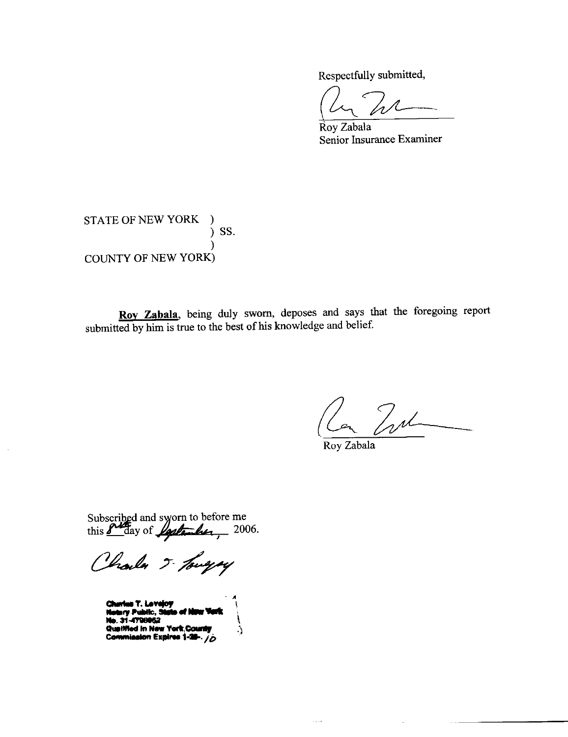Respectfully submitted,

Roy Zabala
Senior Insurance Examiner

STATE OF NEW YORK )
) SS.
)
COUNTY OF NEW YORK)

**Roy Zabala**, being duly sworn, deposes and says that the foregoing report submitted by him is true to the best of his knowledge and belief.

Roy Zabala

Subscribed and sworn to before me
this 8th day of September, 2006.

Charles T. Lovejoy
Notary Public, State of New York
No. 31-4798952
Qualified in New York County
Commission Expires 1-28-10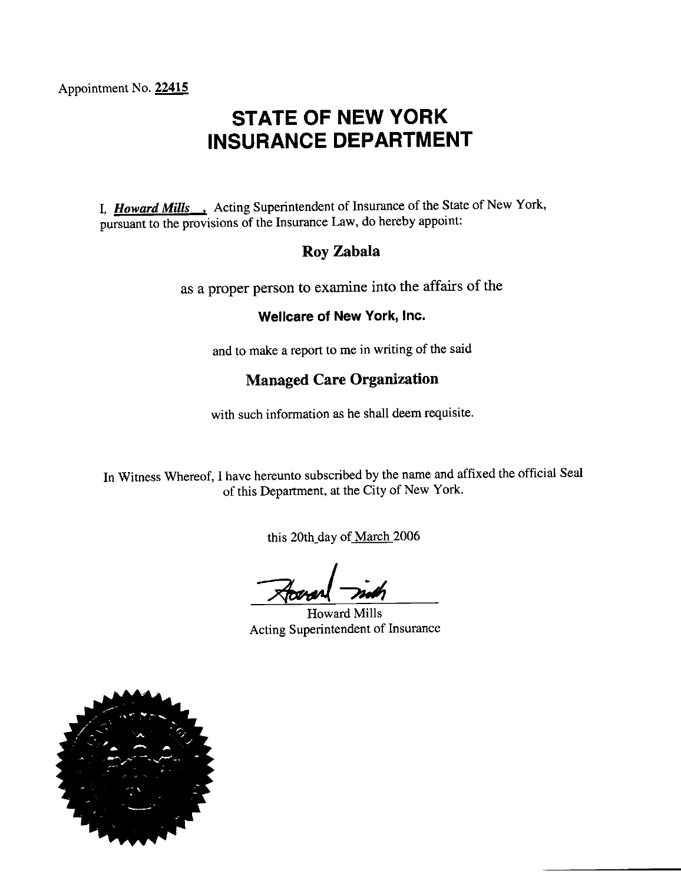Appointment No. 22415

# STATE OF NEW YORK
# INSURANCE DEPARTMENT

I, ***Howard Mills***, Acting Superintendent of Insurance of the State of New York, pursuant to the provisions of the Insurance Law, do hereby appoint:

**Roy Zabala**

as a proper person to examine into the affairs of the

**Wellcare of New York, Inc.**

and to make a report to me in writing of the said

**Managed Care Organization**

with such information as he shall deem requisite.

In Witness Whereof, I have hereunto subscribed by the name and affixed the official Seal of this Department, at the City of New York.

this 20th day of March 2006

Howard Mills
Acting Superintendent of Insurance